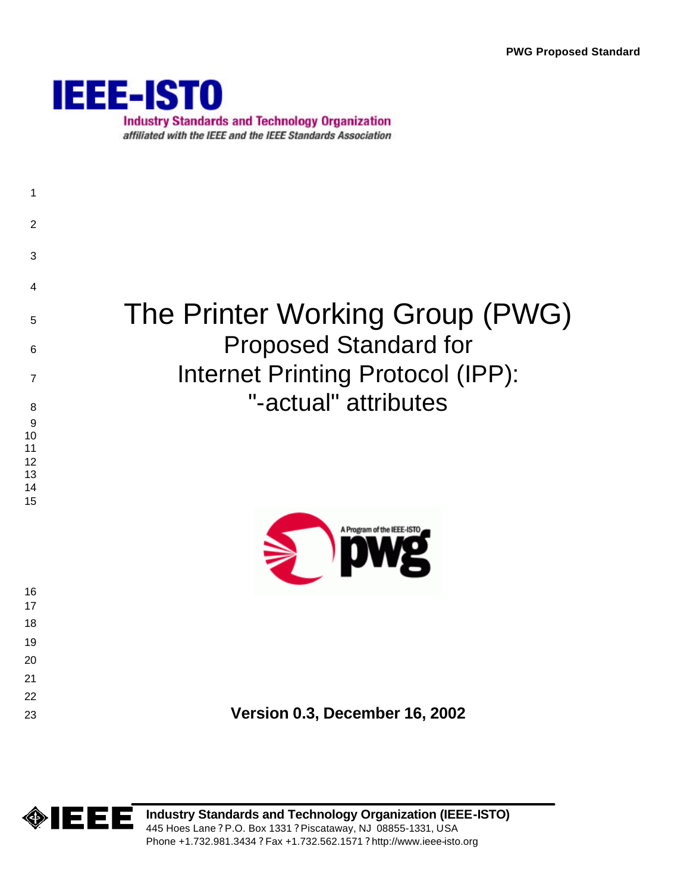PWG Proposed Standard

IEEE-ISTO

Industry Standards and Technology Organization

*affiliated with the IEEE and the IEEE Standards Association*

# The Printer Working Group (PWG) Proposed Standard for Internet Printing Protocol (IPP): "-actual" attributes

**Version 0.3, December 16, 2002**

**Industry Standards and Technology Organization (IEEE-ISTO)**

445 Hoes Lane ? P.O. Box 1331 ? Piscataway, NJ 08855-1331, USA

Phone +1.732.981.3434 ? Fax +1.732.562.1571 ? http://www.ieee-isto.org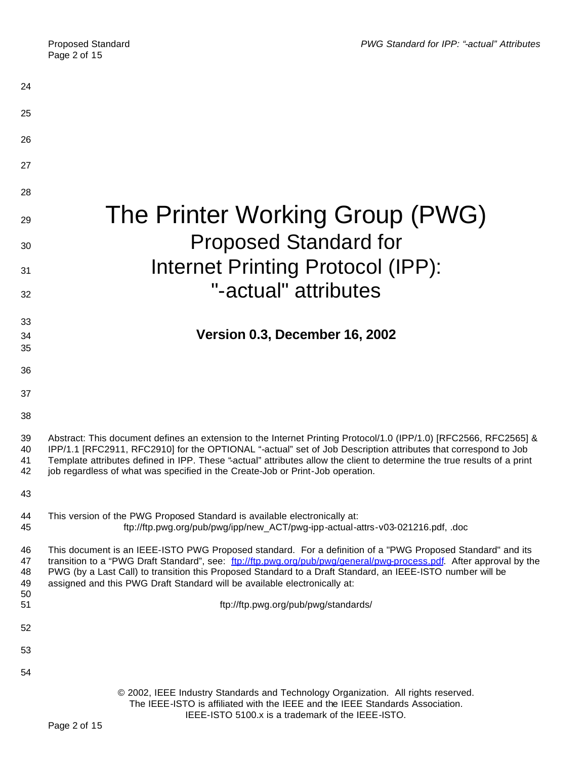# The Printer Working Group (PWG)

## Proposed Standard for Internet Printing Protocol (IPP): "-actual" attributes

**Version 0.3, December 16, 2002**

Abstract: This document defines an extension to the Internet Printing Protocol/1.0 (IPP/1.0) [RFC2566, RFC2565] & IPP/1.1 [RFC2911, RFC2910] for the OPTIONAL "-actual" set of Job Description attributes that correspond to Job Template attributes defined in IPP. These "-actual" attributes allow the client to determine the true results of a print job regardless of what was specified in the Create-Job or Print-Job operation.

This version of the PWG Proposed Standard is available electronically at:

ftp://ftp.pwg.org/pub/pwg/ipp/new_ACT/pwg-ipp-actual-attrs-v03-021216.pdf, .doc

This document is an IEEE-ISTO PWG Proposed standard. For a definition of a "PWG Proposed Standard" and its transition to a "PWG Draft Standard", see: ftp://ftp.pwg.org/pub/pwg/general/pwg-process.pdf. After approval by the PWG (by a Last Call) to transition this Proposed Standard to a Draft Standard, an IEEE-ISTO number will be assigned and this PWG Draft Standard will be available electronically at:

ftp://ftp.pwg.org/pub/pwg/standards/

© 2002, IEEE Industry Standards and Technology Organization. All rights reserved.
The IEEE-ISTO is affiliated with the IEEE and the IEEE Standards Association.
IEEE-ISTO 5100.x is a trademark of the IEEE-ISTO.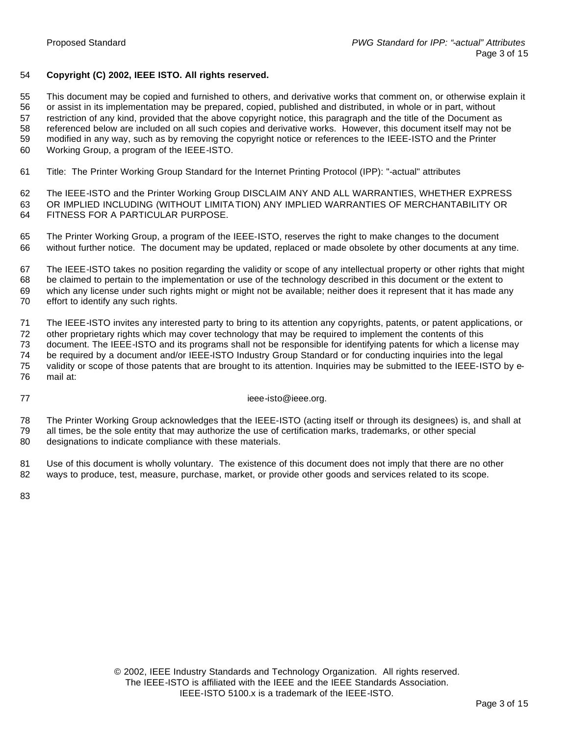**Copyright (C) 2002, IEEE ISTO. All rights reserved.**

This document may be copied and furnished to others, and derivative works that comment on, or otherwise explain it or assist in its implementation may be prepared, copied, published and distributed, in whole or in part, without restriction of any kind, provided that the above copyright notice, this paragraph and the title of the Document as referenced below are included on all such copies and derivative works. However, this document itself may not be modified in any way, such as by removing the copyright notice or references to the IEEE-ISTO and the Printer Working Group, a program of the IEEE-ISTO.

Title: The Printer Working Group Standard for the Internet Printing Protocol (IPP): "-actual" attributes

The IEEE-ISTO and the Printer Working Group DISCLAIM ANY AND ALL WARRANTIES, WHETHER EXPRESS OR IMPLIED INCLUDING (WITHOUT LIMITATION) ANY IMPLIED WARRANTIES OF MERCHANTABILITY OR FITNESS FOR A PARTICULAR PURPOSE.

The Printer Working Group, a program of the IEEE-ISTO, reserves the right to make changes to the document without further notice. The document may be updated, replaced or made obsolete by other documents at any time.

The IEEE-ISTO takes no position regarding the validity or scope of any intellectual property or other rights that might be claimed to pertain to the implementation or use of the technology described in this document or the extent to which any license under such rights might or might not be available; neither does it represent that it has made any effort to identify any such rights.

The IEEE-ISTO invites any interested party to bring to its attention any copyrights, patents, or patent applications, or other proprietary rights which may cover technology that may be required to implement the contents of this document. The IEEE-ISTO and its programs shall not be responsible for identifying patents for which a license may be required by a document and/or IEEE-ISTO Industry Group Standard or for conducting inquiries into the legal validity or scope of those patents that are brought to its attention. Inquiries may be submitted to the IEEE-ISTO by e-mail at:

ieee-isto@ieee.org.

The Printer Working Group acknowledges that the IEEE-ISTO (acting itself or through its designees) is, and shall at all times, be the sole entity that may authorize the use of certification marks, trademarks, or other special designations to indicate compliance with these materials.

Use of this document is wholly voluntary. The existence of this document does not imply that there are no other ways to produce, test, measure, purchase, market, or provide other goods and services related to its scope.

© 2002, IEEE Industry Standards and Technology Organization. All rights reserved.
The IEEE-ISTO is affiliated with the IEEE and the IEEE Standards Association.
IEEE-ISTO 5100.x is a trademark of the IEEE-ISTO.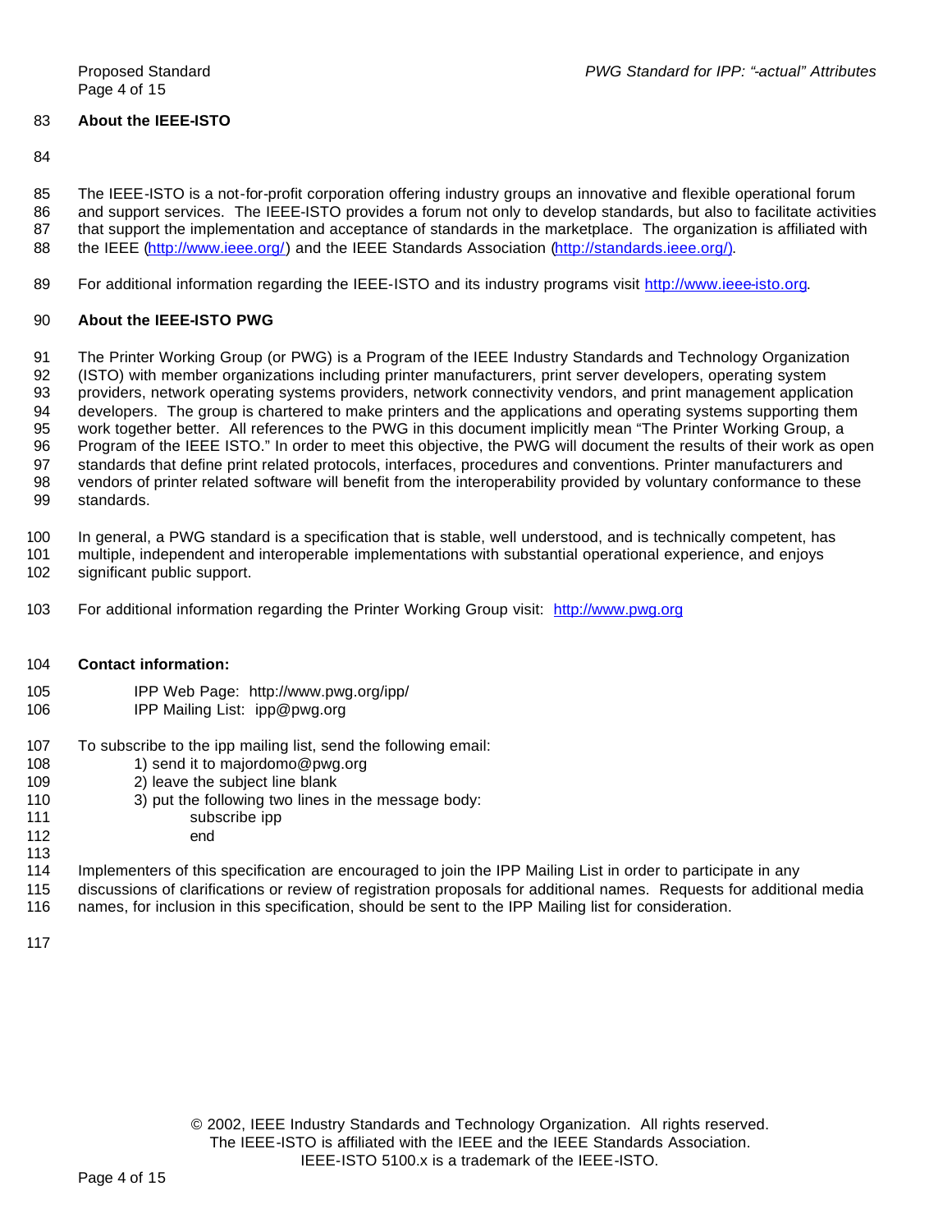## About the IEEE-ISTO

The IEEE-ISTO is a not-for-profit corporation offering industry groups an innovative and flexible operational forum and support services. The IEEE-ISTO provides a forum not only to develop standards, but also to facilitate activities that support the implementation and acceptance of standards in the marketplace. The organization is affiliated with the IEEE (http://www.ieee.org/) and the IEEE Standards Association (http://standards.ieee.org/).

For additional information regarding the IEEE-ISTO and its industry programs visit http://www.ieee-isto.org.

## About the IEEE-ISTO PWG

The Printer Working Group (or PWG) is a Program of the IEEE Industry Standards and Technology Organization (ISTO) with member organizations including printer manufacturers, print server developers, operating system providers, network operating systems providers, network connectivity vendors, and print management application developers. The group is chartered to make printers and the applications and operating systems supporting them work together better. All references to the PWG in this document implicitly mean "The Printer Working Group, a Program of the IEEE ISTO." In order to meet this objective, the PWG will document the results of their work as open standards that define print related protocols, interfaces, procedures and conventions. Printer manufacturers and vendors of printer related software will benefit from the interoperability provided by voluntary conformance to these standards.

In general, a PWG standard is a specification that is stable, well understood, and is technically competent, has multiple, independent and interoperable implementations with substantial operational experience, and enjoys significant public support.

For additional information regarding the Printer Working Group visit: http://www.pwg.org

**Contact information:**

IPP Web Page: http://www.pwg.org/ipp/
IPP Mailing List: ipp@pwg.org

To subscribe to the ipp mailing list, send the following email:

1) send it to majordomo@pwg.org
2) leave the subject line blank
3) put the following two lines in the message body:

```
subscribe ipp
end
```

Implementers of this specification are encouraged to join the IPP Mailing List in order to participate in any discussions of clarifications or review of registration proposals for additional names. Requests for additional media names, for inclusion in this specification, should be sent to the IPP Mailing list for consideration.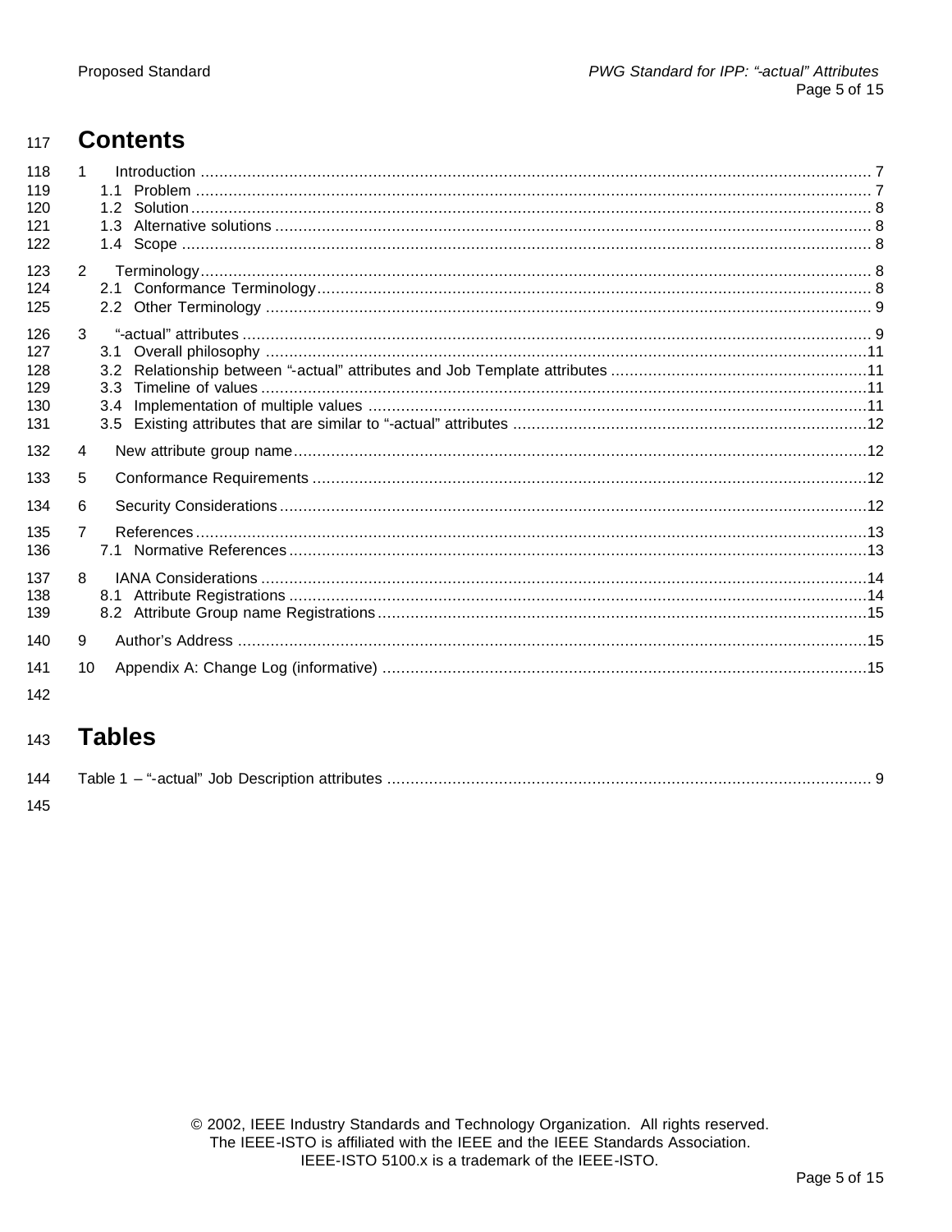# Contents

1 Introduction ........................................................................................................................................ 7
  1.1 Problem ......................................................................................................................................... 7
  1.2 Solution ......................................................................................................................................... 8
  1.3 Alternative solutions ...................................................................................................................... 8
  1.4 Scope ............................................................................................................................................ 8

2 Terminology ......................................................................................................................................... 8
  2.1 Conformance Terminology ............................................................................................................. 8
  2.2 Other Terminology ......................................................................................................................... 9

3 "-actual" attributes ................................................................................................................................ 9
  3.1 Overall philosophy ....................................................................................................................... 11
  3.2 Relationship between "-actual" attributes and Job Template attributes ......................................... 11
  3.3 Timeline of values ........................................................................................................................ 11
  3.4 Implementation of multiple values ................................................................................................ 11
  3.5 Existing attributes that are similar to "-actual" attributes ................................................................ 12

4 New attribute group name .................................................................................................................. 12

5 Conformance Requirements ............................................................................................................... 12

6 Security Considerations ...................................................................................................................... 12

7 References ........................................................................................................................................ 13
  7.1 Normative References .................................................................................................................. 13

8 IANA Considerations .......................................................................................................................... 14
  8.1 Attribute Registrations .................................................................................................................. 14
  8.2 Attribute Group name Registrations .............................................................................................. 15

9 Author's Address ............................................................................................................................... 15

10 Appendix A: Change Log (informative) ............................................................................................... 15

# Tables

Table 1 – "-actual" Job Description attributes ......................................................................................... 9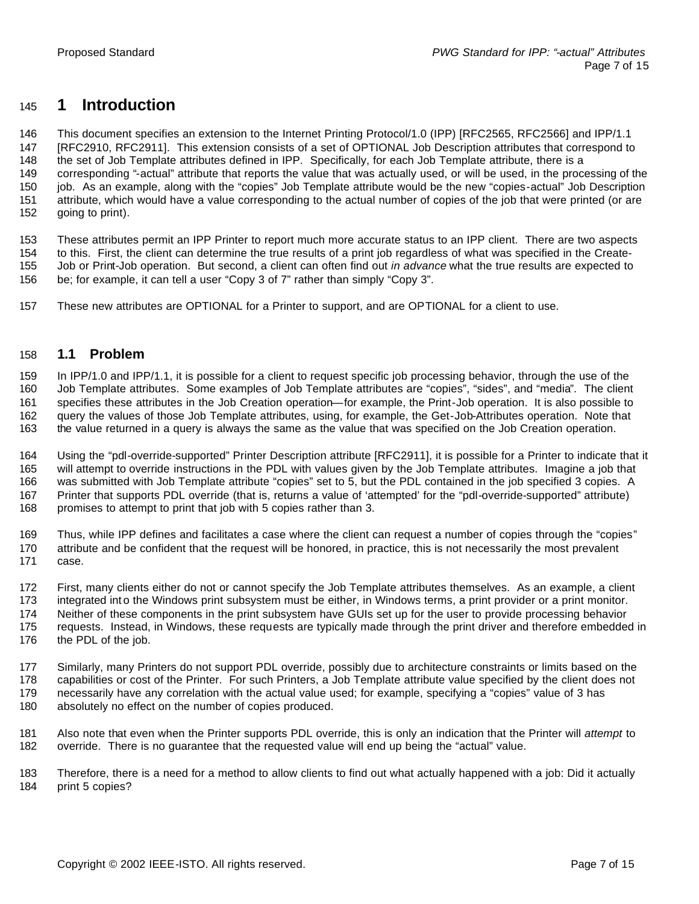# 1 Introduction

This document specifies an extension to the Internet Printing Protocol/1.0 (IPP) [RFC2565, RFC2566] and IPP/1.1 [RFC2910, RFC2911]. This extension consists of a set of OPTIONAL Job Description attributes that correspond to the set of Job Template attributes defined in IPP. Specifically, for each Job Template attribute, there is a corresponding "-actual" attribute that reports the value that was actually used, or will be used, in the processing of the job. As an example, along with the "copies" Job Template attribute would be the new "copies-actual" Job Description attribute, which would have a value corresponding to the actual number of copies of the job that were printed (or are going to print).

These attributes permit an IPP Printer to report much more accurate status to an IPP client. There are two aspects to this. First, the client can determine the true results of a print job regardless of what was specified in the Create-Job or Print-Job operation. But second, a client can often find out *in advance* what the true results are expected to be; for example, it can tell a user "Copy 3 of 7" rather than simply "Copy 3".

These new attributes are OPTIONAL for a Printer to support, and are OPTIONAL for a client to use.

## 1.1 Problem

In IPP/1.0 and IPP/1.1, it is possible for a client to request specific job processing behavior, through the use of the Job Template attributes. Some examples of Job Template attributes are "copies", "sides", and "media". The client specifies these attributes in the Job Creation operation—for example, the Print-Job operation. It is also possible to query the values of those Job Template attributes, using, for example, the Get-Job-Attributes operation. Note that the value returned in a query is always the same as the value that was specified on the Job Creation operation.

Using the "pdl-override-supported" Printer Description attribute [RFC2911], it is possible for a Printer to indicate that it will attempt to override instructions in the PDL with values given by the Job Template attributes. Imagine a job that was submitted with Job Template attribute "copies" set to 5, but the PDL contained in the job specified 3 copies. A Printer that supports PDL override (that is, returns a value of 'attempted' for the "pdl-override-supported" attribute) promises to attempt to print that job with 5 copies rather than 3.

Thus, while IPP defines and facilitates a case where the client can request a number of copies through the "copies" attribute and be confident that the request will be honored, in practice, this is not necessarily the most prevalent case.

First, many clients either do not or cannot specify the Job Template attributes themselves. As an example, a client integrated into the Windows print subsystem must be either, in Windows terms, a print provider or a print monitor. Neither of these components in the print subsystem have GUIs set up for the user to provide processing behavior requests. Instead, in Windows, these requests are typically made through the print driver and therefore embedded in the PDL of the job.

Similarly, many Printers do not support PDL override, possibly due to architecture constraints or limits based on the capabilities or cost of the Printer. For such Printers, a Job Template attribute value specified by the client does not necessarily have any correlation with the actual value used; for example, specifying a "copies" value of 3 has absolutely no effect on the number of copies produced.

Also note that even when the Printer supports PDL override, this is only an indication that the Printer will *attempt* to override. There is no guarantee that the requested value will end up being the "actual" value.

Therefore, there is a need for a method to allow clients to find out what actually happened with a job: Did it actually print 5 copies?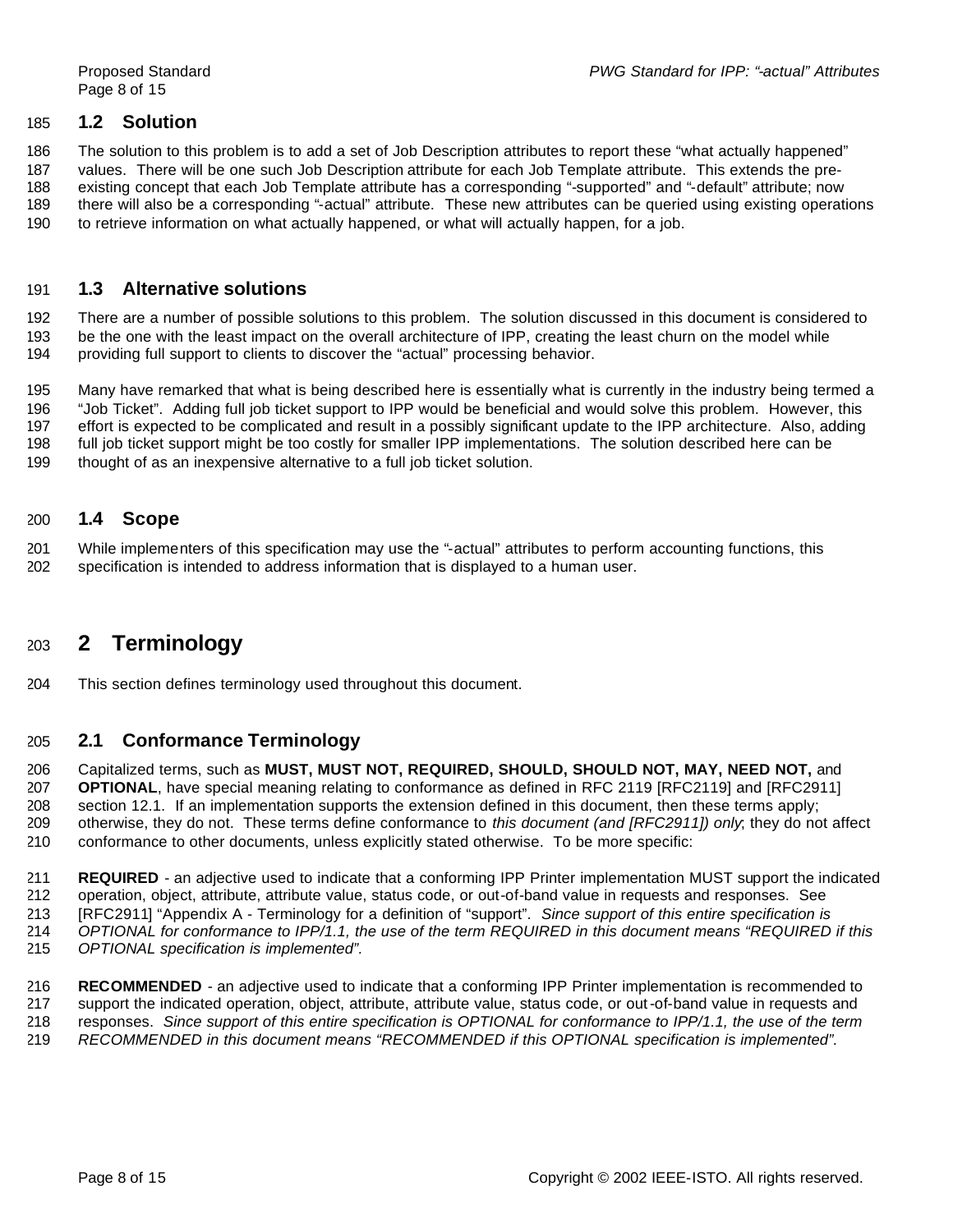### 1.2 Solution

The solution to this problem is to add a set of Job Description attributes to report these "what actually happened" values. There will be one such Job Description attribute for each Job Template attribute. This extends the pre-existing concept that each Job Template attribute has a corresponding "-supported" and "-default" attribute; now there will also be a corresponding "-actual" attribute. These new attributes can be queried using existing operations to retrieve information on what actually happened, or what will actually happen, for a job.

### 1.3 Alternative solutions

There are a number of possible solutions to this problem. The solution discussed in this document is considered to be the one with the least impact on the overall architecture of IPP, creating the least churn on the model while providing full support to clients to discover the "actual" processing behavior.

Many have remarked that what is being described here is essentially what is currently in the industry being termed a "Job Ticket". Adding full job ticket support to IPP would be beneficial and would solve this problem. However, this effort is expected to be complicated and result in a possibly significant update to the IPP architecture. Also, adding full job ticket support might be too costly for smaller IPP implementations. The solution described here can be thought of as an inexpensive alternative to a full job ticket solution.

### 1.4 Scope

While implementers of this specification may use the "-actual" attributes to perform accounting functions, this specification is intended to address information that is displayed to a human user.

## 2 Terminology

This section defines terminology used throughout this document.

### 2.1 Conformance Terminology

Capitalized terms, such as **MUST, MUST NOT, REQUIRED, SHOULD, SHOULD NOT, MAY, NEED NOT,** and **OPTIONAL**, have special meaning relating to conformance as defined in RFC 2119 [RFC2119] and [RFC2911] section 12.1. If an implementation supports the extension defined in this document, then these terms apply; otherwise, they do not. These terms define conformance to *this document (and [RFC2911]) only*; they do not affect conformance to other documents, unless explicitly stated otherwise. To be more specific:

**REQUIRED** - an adjective used to indicate that a conforming IPP Printer implementation MUST support the indicated operation, object, attribute, attribute value, status code, or out-of-band value in requests and responses. See [RFC2911] "Appendix A - Terminology for a definition of "support". *Since support of this entire specification is OPTIONAL for conformance to IPP/1.1, the use of the term REQUIRED in this document means "REQUIRED if this OPTIONAL specification is implemented".*

**RECOMMENDED** - an adjective used to indicate that a conforming IPP Printer implementation is recommended to support the indicated operation, object, attribute, attribute value, status code, or out-of-band value in requests and responses. *Since support of this entire specification is OPTIONAL for conformance to IPP/1.1, the use of the term RECOMMENDED in this document means "RECOMMENDED if this OPTIONAL specification is implemented".*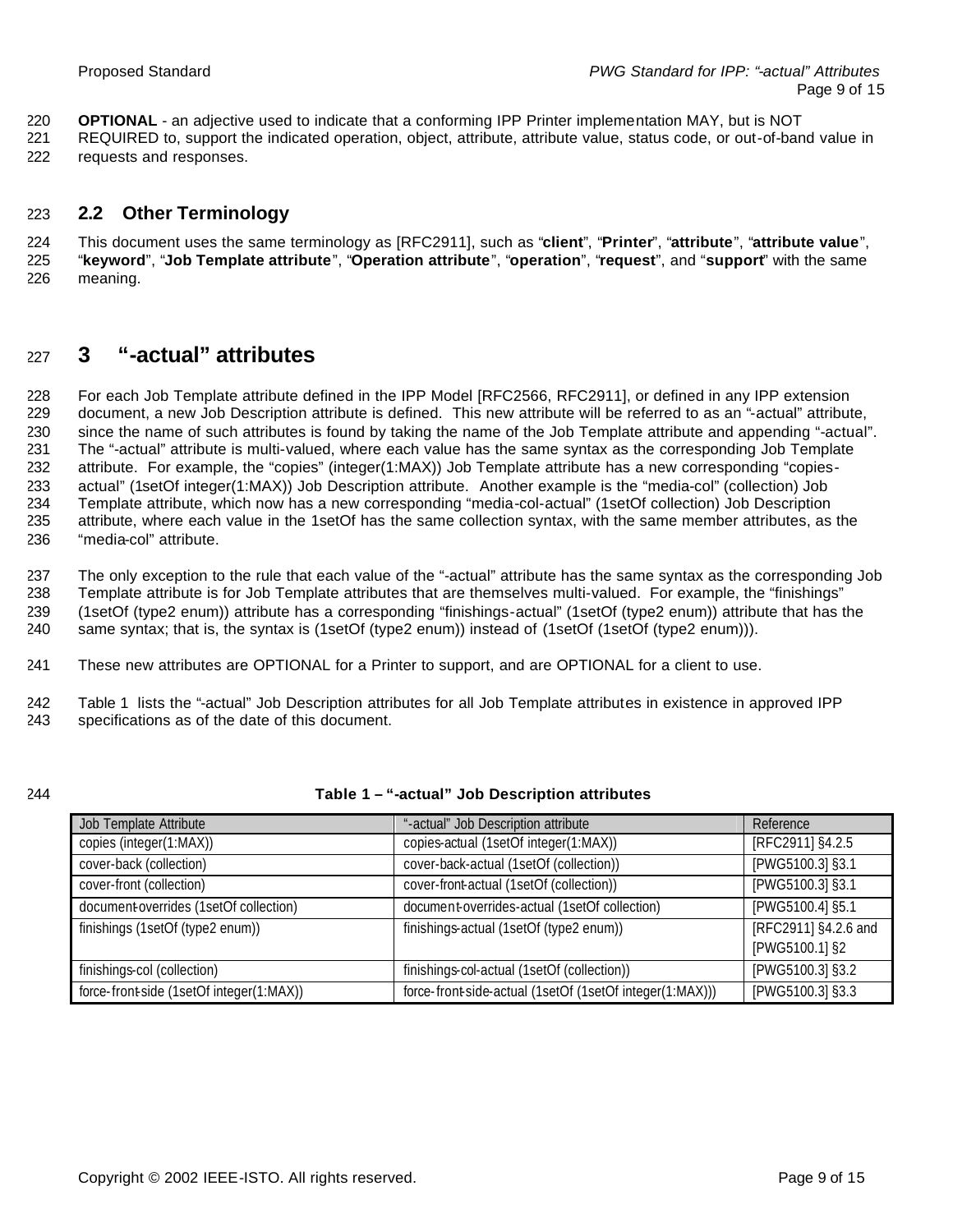**OPTIONAL** - an adjective used to indicate that a conforming IPP Printer implementation MAY, but is NOT REQUIRED to, support the indicated operation, object, attribute, attribute value, status code, or out-of-band value in requests and responses.

## 2.2 Other Terminology

This document uses the same terminology as [RFC2911], such as "**client**", "**Printer**", "**attribute**", "**attribute value**", "**keyword**", "**Job Template attribute**", "**Operation attribute**", "**operation**", "**request**", and "**support**" with the same meaning.

# 3 "-actual" attributes

For each Job Template attribute defined in the IPP Model [RFC2566, RFC2911], or defined in any IPP extension document, a new Job Description attribute is defined. This new attribute will be referred to as an "-actual" attribute, since the name of such attributes is found by taking the name of the Job Template attribute and appending "-actual". The "-actual" attribute is multi-valued, where each value has the same syntax as the corresponding Job Template attribute. For example, the "copies" (integer(1:MAX)) Job Template attribute has a new corresponding "copies-actual" (1setOf integer(1:MAX)) Job Description attribute. Another example is the "media-col" (collection) Job Template attribute, which now has a new corresponding "media-col-actual" (1setOf collection) Job Description attribute, where each value in the 1setOf has the same collection syntax, with the same member attributes, as the "media-col" attribute.

The only exception to the rule that each value of the "-actual" attribute has the same syntax as the corresponding Job Template attribute is for Job Template attributes that are themselves multi-valued. For example, the "finishings" (1setOf (type2 enum)) attribute has a corresponding "finishings-actual" (1setOf (type2 enum)) attribute that has the same syntax; that is, the syntax is (1setOf (type2 enum)) instead of (1setOf (1setOf (type2 enum))).

These new attributes are OPTIONAL for a Printer to support, and are OPTIONAL for a client to use.

Table 1 lists the "-actual" Job Description attributes for all Job Template attributes in existence in approved IPP specifications as of the date of this document.

**Table 1 – "-actual" Job Description attributes**

| Job Template Attribute | "-actual" Job Description attribute | Reference |
|---|---|---|
| copies (integer(1:MAX)) | copies-actual (1setOf integer(1:MAX)) | [RFC2911] §4.2.5 |
| cover-back (collection) | cover-back-actual (1setOf (collection)) | [PWG5100.3] §3.1 |
| cover-front (collection) | cover-front-actual (1setOf (collection)) | [PWG5100.3] §3.1 |
| document-overrides (1setOf collection) | document-overrides-actual (1setOf collection) | [PWG5100.4] §5.1 |
| finishings (1setOf (type2 enum)) | finishings-actual (1setOf (type2 enum)) | [RFC2911] §4.2.6 and [PWG5100.1] §2 |
| finishings-col (collection) | finishings-col-actual (1setOf (collection)) | [PWG5100.3] §3.2 |
| force-front-side (1setOf integer(1:MAX)) | force-front-side-actual (1setOf (1setOf integer(1:MAX))) | [PWG5100.3] §3.3 |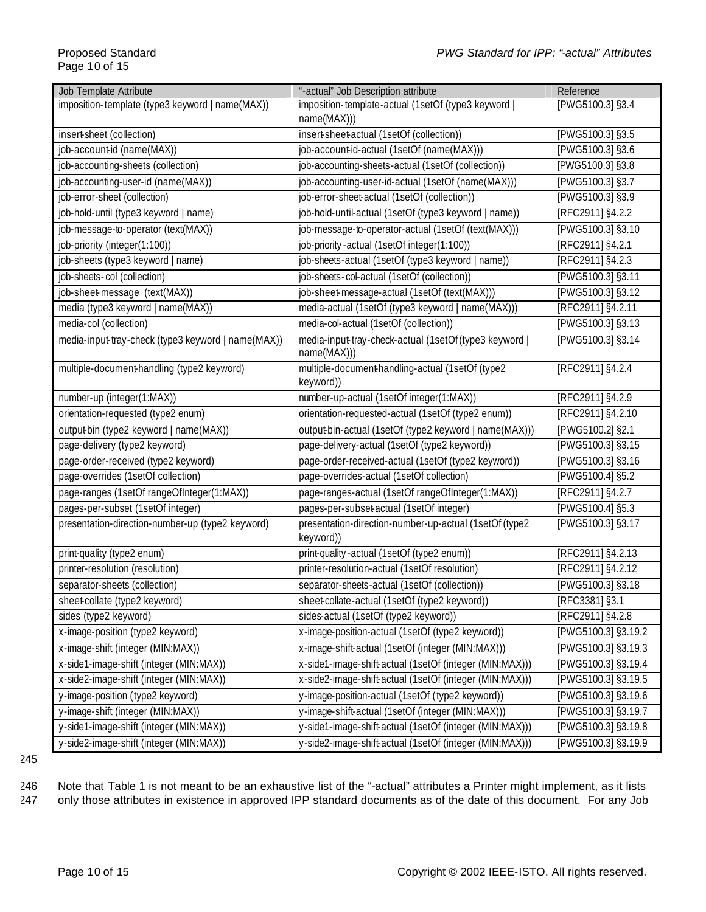| Job Template Attribute | "-actual" Job Description attribute | Reference |
|---|---|---|
| imposition-template (type3 keyword \| name(MAX)) | imposition-template-actual (1setOf (type3 keyword \| name(MAX))) | [PWG5100.3] §3.4 |
| insert-sheet (collection) | insert-sheet-actual (1setOf (collection)) | [PWG5100.3] §3.5 |
| job-account-id (name(MAX)) | job-account-id-actual (1setOf (name(MAX))) | [PWG5100.3] §3.6 |
| job-accounting-sheets (collection) | job-accounting-sheets-actual (1setOf (collection)) | [PWG5100.3] §3.8 |
| job-accounting-user-id (name(MAX)) | job-accounting-user-id-actual (1setOf (name(MAX))) | [PWG5100.3] §3.7 |
| job-error-sheet (collection) | job-error-sheet-actual (1setOf (collection)) | [PWG5100.3] §3.9 |
| job-hold-until (type3 keyword \| name) | job-hold-until-actual (1setOf (type3 keyword \| name)) | [RFC2911] §4.2.2 |
| job-message-to-operator (text(MAX)) | job-message-to-operator-actual (1setOf (text(MAX))) | [PWG5100.3] §3.10 |
| job-priority (integer(1:100)) | job-priority-actual (1setOf integer(1:100)) | [RFC2911] §4.2.1 |
| job-sheets (type3 keyword \| name) | job-sheets-actual (1setOf (type3 keyword \| name)) | [RFC2911] §4.2.3 |
| job-sheets-col (collection) | job-sheets-col-actual (1setOf (collection)) | [PWG5100.3] §3.11 |
| job-sheet-message (text(MAX)) | job-sheet-message-actual (1setOf (text(MAX))) | [PWG5100.3] §3.12 |
| media (type3 keyword \| name(MAX)) | media-actual (1setOf (type3 keyword \| name(MAX))) | [RFC2911] §4.2.11 |
| media-col (collection) | media-col-actual (1setOf (collection)) | [PWG5100.3] §3.13 |
| media-input-tray-check (type3 keyword \| name(MAX)) | media-input-tray-check-actual (1setOf (type3 keyword \| name(MAX))) | [PWG5100.3] §3.14 |
| multiple-document-handling (type2 keyword) | multiple-document-handling-actual (1setOf (type2 keyword)) | [RFC2911] §4.2.4 |
| number-up (integer(1:MAX)) | number-up-actual (1setOf integer(1:MAX)) | [RFC2911] §4.2.9 |
| orientation-requested (type2 enum) | orientation-requested-actual (1setOf (type2 enum)) | [RFC2911] §4.2.10 |
| output-bin (type2 keyword \| name(MAX)) | output-bin-actual (1setOf (type2 keyword \| name(MAX))) | [PWG5100.2] §2.1 |
| page-delivery (type2 keyword) | page-delivery-actual (1setOf (type2 keyword)) | [PWG5100.3] §3.15 |
| page-order-received (type2 keyword) | page-order-received-actual (1setOf (type2 keyword)) | [PWG5100.3] §3.16 |
| page-overrides (1setOf collection) | page-overrides-actual (1setOf collection) | [PWG5100.4] §5.2 |
| page-ranges (1setOf rangeOfInteger(1:MAX)) | page-ranges-actual (1setOf rangeOfInteger(1:MAX)) | [RFC2911] §4.2.7 |
| pages-per-subset (1setOf integer) | pages-per-subset-actual (1setOf integer) | [PWG5100.4] §5.3 |
| presentation-direction-number-up (type2 keyword) | presentation-direction-number-up-actual (1setOf (type2 keyword)) | [PWG5100.3] §3.17 |
| print-quality (type2 enum) | print-quality-actual (1setOf (type2 enum)) | [RFC2911] §4.2.13 |
| printer-resolution (resolution) | printer-resolution-actual (1setOf resolution) | [RFC2911] §4.2.12 |
| separator-sheets (collection) | separator-sheets-actual (1setOf (collection)) | [PWG5100.3] §3.18 |
| sheet-collate (type2 keyword) | sheet-collate-actual (1setOf (type2 keyword)) | [RFC3381] §3.1 |
| sides (type2 keyword) | sides-actual (1setOf (type2 keyword)) | [RFC2911] §4.2.8 |
| x-image-position (type2 keyword) | x-image-position-actual (1setOf (type2 keyword)) | [PWG5100.3] §3.19.2 |
| x-image-shift (integer (MIN:MAX)) | x-image-shift-actual (1setOf (integer (MIN:MAX))) | [PWG5100.3] §3.19.3 |
| x-side1-image-shift (integer (MIN:MAX)) | x-side1-image-shift-actual (1setOf (integer (MIN:MAX))) | [PWG5100.3] §3.19.4 |
| x-side2-image-shift (integer (MIN:MAX)) | x-side2-image-shift-actual (1setOf (integer (MIN:MAX))) | [PWG5100.3] §3.19.5 |
| y-image-position (type2 keyword) | y-image-position-actual (1setOf (type2 keyword)) | [PWG5100.3] §3.19.6 |
| y-image-shift (integer (MIN:MAX)) | y-image-shift-actual (1setOf (integer (MIN:MAX))) | [PWG5100.3] §3.19.7 |
| y-side1-image-shift (integer (MIN:MAX)) | y-side1-image-shift-actual (1setOf (integer (MIN:MAX))) | [PWG5100.3] §3.19.8 |
| y-side2-image-shift (integer (MIN:MAX)) | y-side2-image-shift-actual (1setOf (integer (MIN:MAX))) | [PWG5100.3] §3.19.9 |

Note that Table 1 is not meant to be an exhaustive list of the "-actual" attributes a Printer might implement, as it lists only those attributes in existence in approved IPP standard documents as of the date of this document. For any Job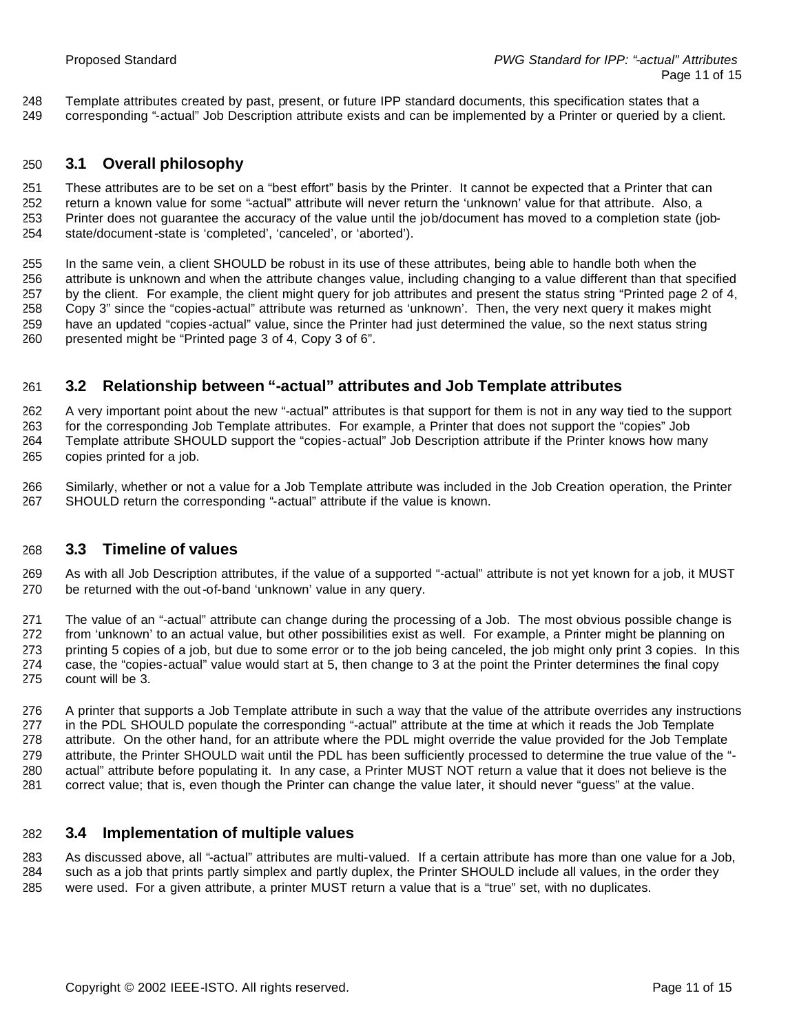Template attributes created by past, present, or future IPP standard documents, this specification states that a corresponding "-actual" Job Description attribute exists and can be implemented by a Printer or queried by a client.

## 3.1 Overall philosophy

These attributes are to be set on a "best effort" basis by the Printer. It cannot be expected that a Printer that can return a known value for some "-actual" attribute will never return the 'unknown' value for that attribute. Also, a Printer does not guarantee the accuracy of the value until the job/document has moved to a completion state (job-state/document-state is 'completed', 'canceled', or 'aborted').

In the same vein, a client SHOULD be robust in its use of these attributes, being able to handle both when the attribute is unknown and when the attribute changes value, including changing to a value different than that specified by the client. For example, the client might query for job attributes and present the status string "Printed page 2 of 4, Copy 3" since the "copies-actual" attribute was returned as 'unknown'. Then, the very next query it makes might have an updated "copies-actual" value, since the Printer had just determined the value, so the next status string presented might be "Printed page 3 of 4, Copy 3 of 6".

## 3.2 Relationship between "-actual" attributes and Job Template attributes

A very important point about the new "-actual" attributes is that support for them is not in any way tied to the support for the corresponding Job Template attributes. For example, a Printer that does not support the "copies" Job Template attribute SHOULD support the "copies-actual" Job Description attribute if the Printer knows how many copies printed for a job.

Similarly, whether or not a value for a Job Template attribute was included in the Job Creation operation, the Printer SHOULD return the corresponding "-actual" attribute if the value is known.

## 3.3 Timeline of values

As with all Job Description attributes, if the value of a supported "-actual" attribute is not yet known for a job, it MUST be returned with the out-of-band 'unknown' value in any query.

The value of an "-actual" attribute can change during the processing of a Job. The most obvious possible change is from 'unknown' to an actual value, but other possibilities exist as well. For example, a Printer might be planning on printing 5 copies of a job, but due to some error or to the job being canceled, the job might only print 3 copies. In this case, the "copies-actual" value would start at 5, then change to 3 at the point the Printer determines the final copy count will be 3.

A printer that supports a Job Template attribute in such a way that the value of the attribute overrides any instructions in the PDL SHOULD populate the corresponding "-actual" attribute at the time at which it reads the Job Template attribute. On the other hand, for an attribute where the PDL might override the value provided for the Job Template attribute, the Printer SHOULD wait until the PDL has been sufficiently processed to determine the true value of the "-actual" attribute before populating it. In any case, a Printer MUST NOT return a value that it does not believe is the correct value; that is, even though the Printer can change the value later, it should never "guess" at the value.

## 3.4 Implementation of multiple values

As discussed above, all "-actual" attributes are multi-valued. If a certain attribute has more than one value for a Job, such as a job that prints partly simplex and partly duplex, the Printer SHOULD include all values, in the order they were used. For a given attribute, a printer MUST return a value that is a "true" set, with no duplicates.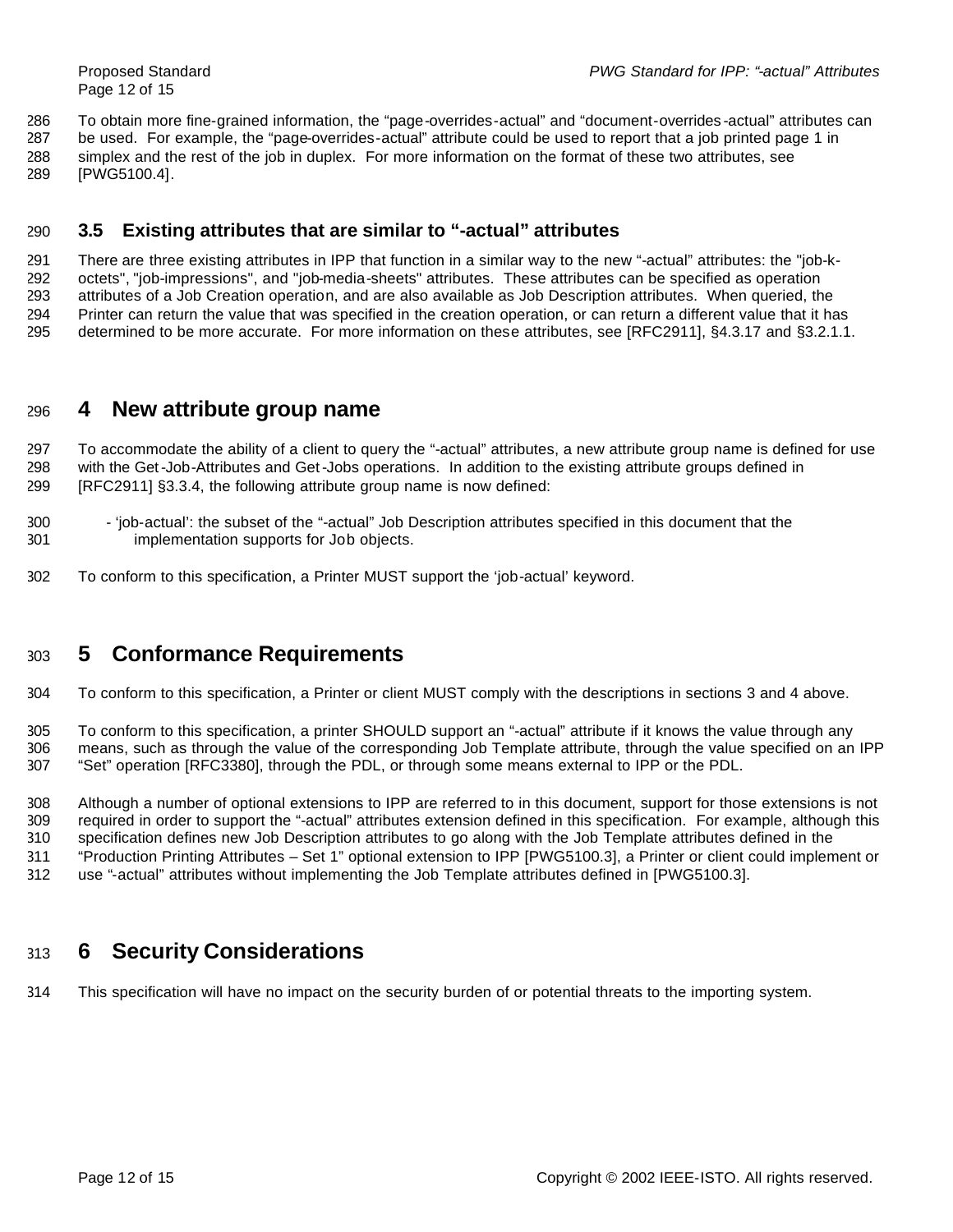To obtain more fine-grained information, the "page-overrides-actual" and "document-overrides-actual" attributes can be used. For example, the "page-overrides-actual" attribute could be used to report that a job printed page 1 in simplex and the rest of the job in duplex. For more information on the format of these two attributes, see [PWG5100.4].

### 3.5 Existing attributes that are similar to "-actual" attributes

There are three existing attributes in IPP that function in a similar way to the new "-actual" attributes: the "job-k-octets", "job-impressions", and "job-media-sheets" attributes. These attributes can be specified as operation attributes of a Job Creation operation, and are also available as Job Description attributes. When queried, the Printer can return the value that was specified in the creation operation, or can return a different value that it has determined to be more accurate. For more information on these attributes, see [RFC2911], §4.3.17 and §3.2.1.1.

## 4 New attribute group name

To accommodate the ability of a client to query the "-actual" attributes, a new attribute group name is defined for use with the Get-Job-Attributes and Get-Jobs operations. In addition to the existing attribute groups defined in [RFC2911] §3.3.4, the following attribute group name is now defined:

- 'job-actual': the subset of the "-actual" Job Description attributes specified in this document that the implementation supports for Job objects.

To conform to this specification, a Printer MUST support the 'job-actual' keyword.

## 5 Conformance Requirements

To conform to this specification, a Printer or client MUST comply with the descriptions in sections 3 and 4 above.

To conform to this specification, a printer SHOULD support an "-actual" attribute if it knows the value through any means, such as through the value of the corresponding Job Template attribute, through the value specified on an IPP "Set" operation [RFC3380], through the PDL, or through some means external to IPP or the PDL.

Although a number of optional extensions to IPP are referred to in this document, support for those extensions is not required in order to support the "-actual" attributes extension defined in this specification. For example, although this specification defines new Job Description attributes to go along with the Job Template attributes defined in the "Production Printing Attributes – Set 1" optional extension to IPP [PWG5100.3], a Printer or client could implement or use "-actual" attributes without implementing the Job Template attributes defined in [PWG5100.3].

## 6 Security Considerations

This specification will have no impact on the security burden of or potential threats to the importing system.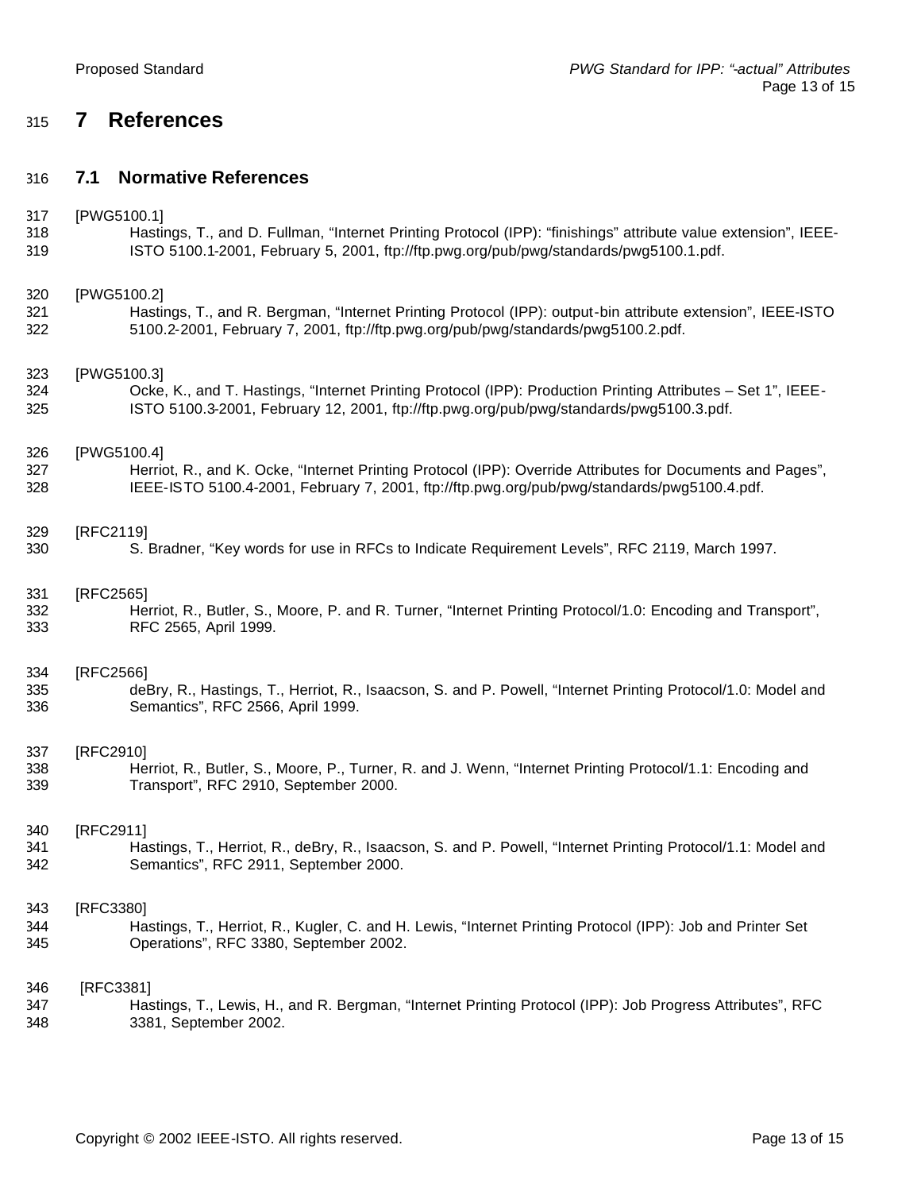# 7 References

## 7.1 Normative References

[PWG5100.1]
Hastings, T., and D. Fullman, “Internet Printing Protocol (IPP): “finishings” attribute value extension”, IEEE-ISTO 5100.1-2001, February 5, 2001, ftp://ftp.pwg.org/pub/pwg/standards/pwg5100.1.pdf.

[PWG5100.2]
Hastings, T., and R. Bergman, “Internet Printing Protocol (IPP): output-bin attribute extension”, IEEE-ISTO 5100.2-2001, February 7, 2001, ftp://ftp.pwg.org/pub/pwg/standards/pwg5100.2.pdf.

[PWG5100.3]
Ocke, K., and T. Hastings, “Internet Printing Protocol (IPP): Production Printing Attributes – Set 1”, IEEE-ISTO 5100.3-2001, February 12, 2001, ftp://ftp.pwg.org/pub/pwg/standards/pwg5100.3.pdf.

[PWG5100.4]
Herriot, R., and K. Ocke, “Internet Printing Protocol (IPP): Override Attributes for Documents and Pages”, IEEE-ISTO 5100.4-2001, February 7, 2001, ftp://ftp.pwg.org/pub/pwg/standards/pwg5100.4.pdf.

[RFC2119]
S. Bradner, “Key words for use in RFCs to Indicate Requirement Levels”, RFC 2119, March 1997.

[RFC2565]
Herriot, R., Butler, S., Moore, P. and R. Turner, “Internet Printing Protocol/1.0: Encoding and Transport”, RFC 2565, April 1999.

[RFC2566]
deBry, R., Hastings, T., Herriot, R., Isaacson, S. and P. Powell, “Internet Printing Protocol/1.0: Model and Semantics”, RFC 2566, April 1999.

[RFC2910]
Herriot, R., Butler, S., Moore, P., Turner, R. and J. Wenn, “Internet Printing Protocol/1.1: Encoding and Transport”, RFC 2910, September 2000.

[RFC2911]
Hastings, T., Herriot, R., deBry, R., Isaacson, S. and P. Powell, “Internet Printing Protocol/1.1: Model and Semantics”, RFC 2911, September 2000.

[RFC3380]
Hastings, T., Herriot, R., Kugler, C. and H. Lewis, “Internet Printing Protocol (IPP): Job and Printer Set Operations”, RFC 3380, September 2002.

[RFC3381]
Hastings, T., Lewis, H., and R. Bergman, “Internet Printing Protocol (IPP): Job Progress Attributes”, RFC 3381, September 2002.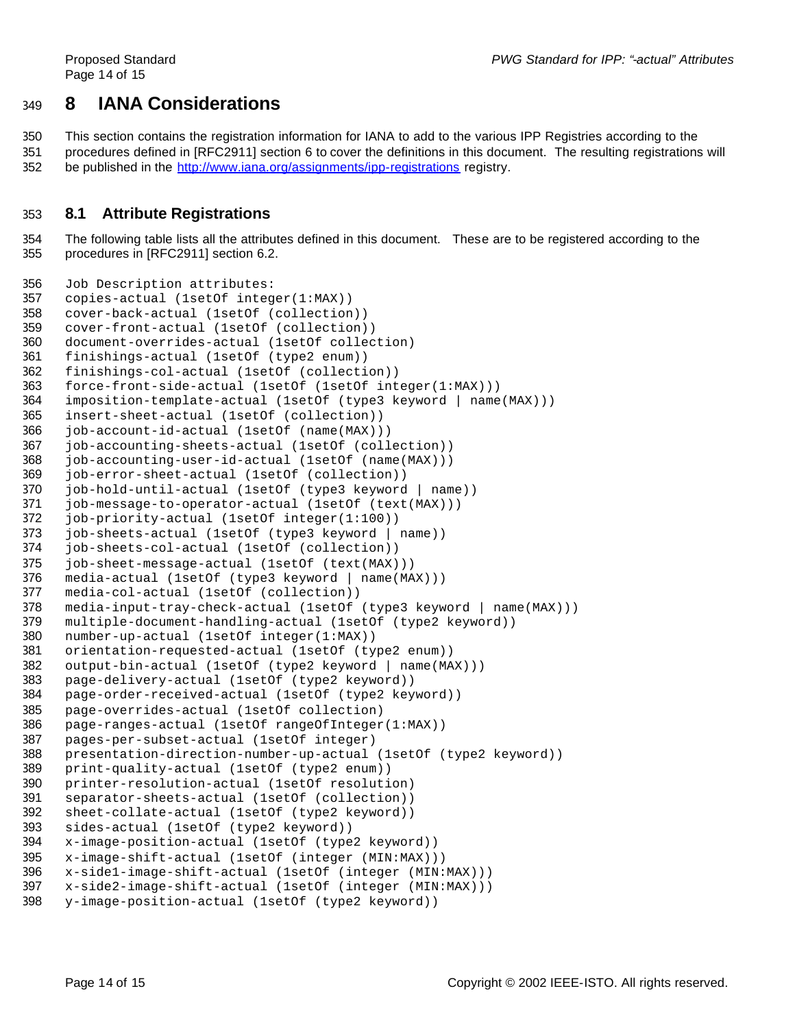# 8 IANA Considerations

This section contains the registration information for IANA to add to the various IPP Registries according to the procedures defined in [RFC2911] section 6 to cover the definitions in this document. The resulting registrations will be published in the http://www.iana.org/assignments/ipp-registrations registry.

## 8.1 Attribute Registrations

The following table lists all the attributes defined in this document. These are to be registered according to the procedures in [RFC2911] section 6.2.

```
Job Description attributes:
copies-actual (1setOf integer(1:MAX))
cover-back-actual (1setOf (collection))
cover-front-actual (1setOf (collection))
document-overrides-actual (1setOf collection)
finishings-actual (1setOf (type2 enum))
finishings-col-actual (1setOf (collection))
force-front-side-actual (1setOf (1setOf integer(1:MAX)))
imposition-template-actual (1setOf (type3 keyword | name(MAX)))
insert-sheet-actual (1setOf (collection))
job-account-id-actual (1setOf (name(MAX)))
job-accounting-sheets-actual (1setOf (collection))
job-accounting-user-id-actual (1setOf (name(MAX)))
job-error-sheet-actual (1setOf (collection))
job-hold-until-actual (1setOf (type3 keyword | name))
job-message-to-operator-actual (1setOf (text(MAX)))
job-priority-actual (1setOf integer(1:100))
job-sheets-actual (1setOf (type3 keyword | name))
job-sheets-col-actual (1setOf (collection))
job-sheet-message-actual (1setOf (text(MAX)))
media-actual (1setOf (type3 keyword | name(MAX)))
media-col-actual (1setOf (collection))
media-input-tray-check-actual (1setOf (type3 keyword | name(MAX)))
multiple-document-handling-actual (1setOf (type2 keyword))
number-up-actual (1setOf integer(1:MAX))
orientation-requested-actual (1setOf (type2 enum))
output-bin-actual (1setOf (type2 keyword | name(MAX)))
page-delivery-actual (1setOf (type2 keyword))
page-order-received-actual (1setOf (type2 keyword))
page-overrides-actual (1setOf collection)
page-ranges-actual (1setOf rangeOfInteger(1:MAX))
pages-per-subset-actual (1setOf integer)
presentation-direction-number-up-actual (1setOf (type2 keyword))
print-quality-actual (1setOf (type2 enum))
printer-resolution-actual (1setOf resolution)
separator-sheets-actual (1setOf (collection))
sheet-collate-actual (1setOf (type2 keyword))
sides-actual (1setOf (type2 keyword))
x-image-position-actual (1setOf (type2 keyword))
x-image-shift-actual (1setOf (integer (MIN:MAX)))
x-side1-image-shift-actual (1setOf (integer (MIN:MAX)))
x-side2-image-shift-actual (1setOf (integer (MIN:MAX)))
y-image-position-actual (1setOf (type2 keyword))
```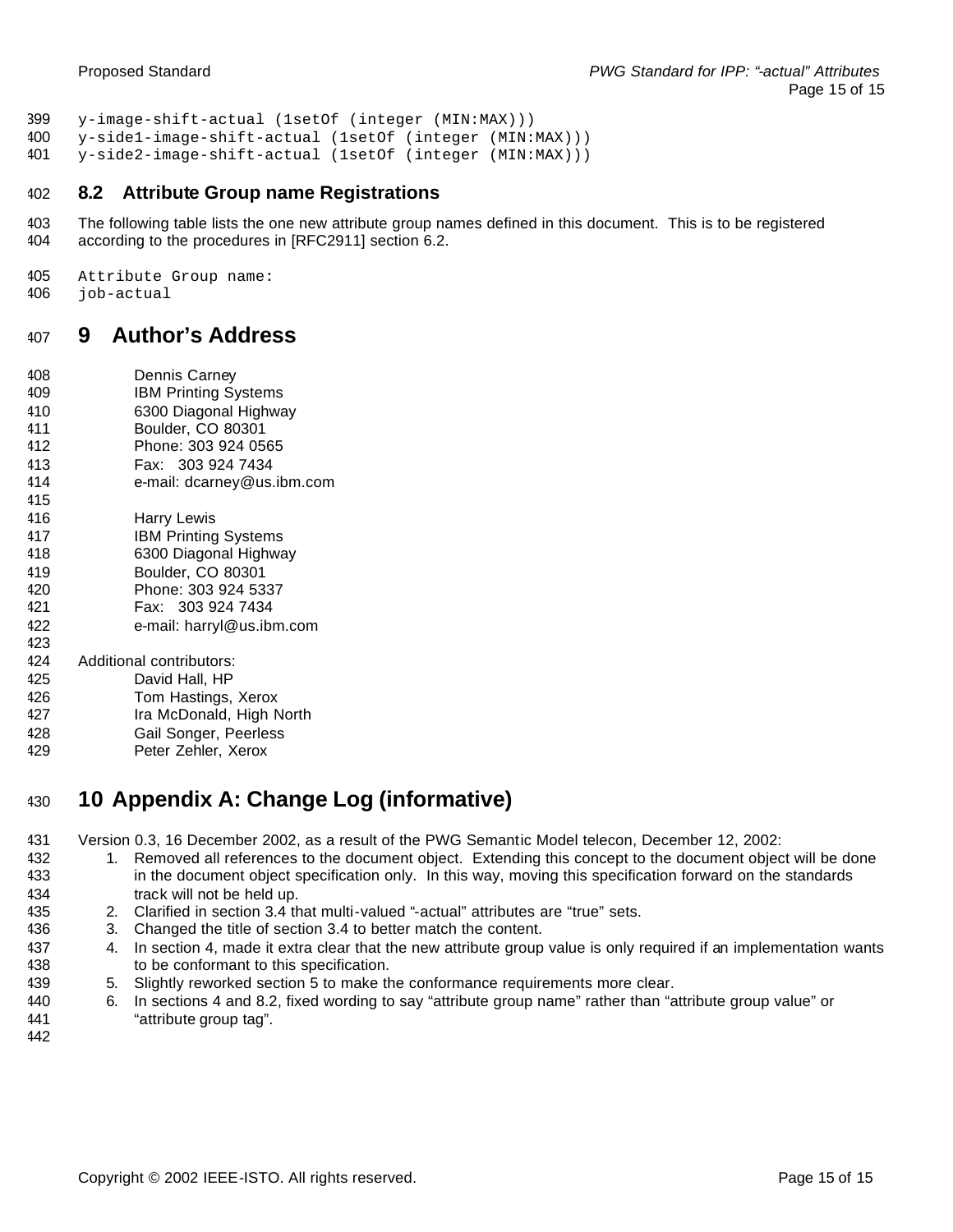```
y-image-shift-actual (1setOf (integer (MIN:MAX)))
y-side1-image-shift-actual (1setOf (integer (MIN:MAX)))
y-side2-image-shift-actual (1setOf (integer (MIN:MAX)))
```

### 8.2 Attribute Group name Registrations

The following table lists the one new attribute group names defined in this document. This is to be registered according to the procedures in [RFC2911] section 6.2.

```
Attribute Group name:
job-actual
```

# 9 Author's Address

Dennis Carney
IBM Printing Systems
6300 Diagonal Highway
Boulder, CO 80301
Phone: 303 924 0565
Fax: 303 924 7434
e-mail: dcarney@us.ibm.com

Harry Lewis
IBM Printing Systems
6300 Diagonal Highway
Boulder, CO 80301
Phone: 303 924 5337
Fax: 303 924 7434
e-mail: harryl@us.ibm.com

Additional contributors:
David Hall, HP
Tom Hastings, Xerox
Ira McDonald, High North
Gail Songer, Peerless
Peter Zehler, Xerox

# 10 Appendix A: Change Log (informative)

Version 0.3, 16 December 2002, as a result of the PWG Semantic Model telecon, December 12, 2002:

1. Removed all references to the document object. Extending this concept to the document object will be done in the document object specification only. In this way, moving this specification forward on the standards track will not be held up.
2. Clarified in section 3.4 that multi-valued "-actual" attributes are "true" sets.
3. Changed the title of section 3.4 to better match the content.
4. In section 4, made it extra clear that the new attribute group value is only required if an implementation wants to be conformant to this specification.
5. Slightly reworked section 5 to make the conformance requirements more clear.
6. In sections 4 and 8.2, fixed wording to say "attribute group name" rather than "attribute group value" or "attribute group tag".